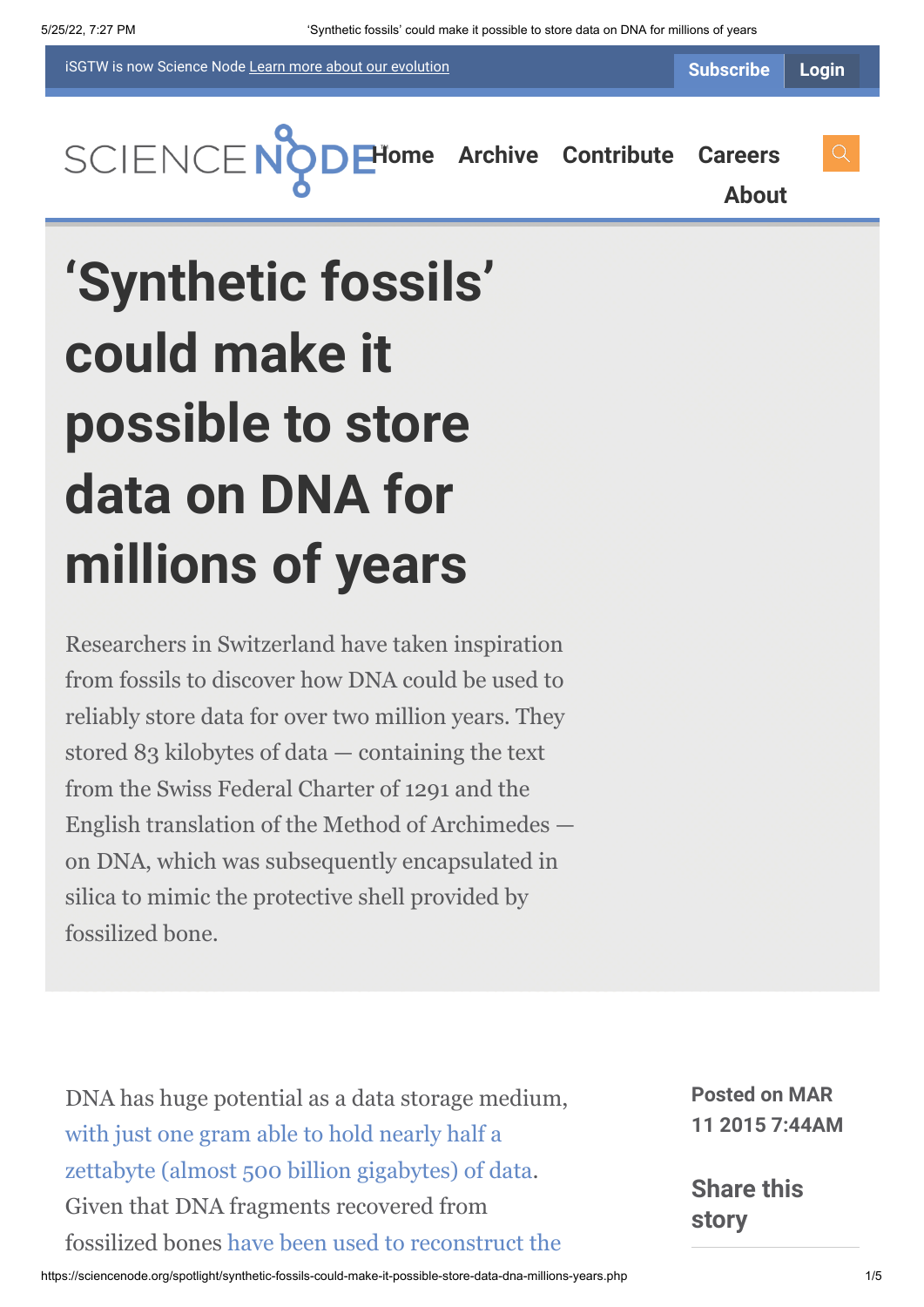iSGTW is now Science Node Learn more about our evolution

Subscribe Login

SCIENCE NODE Home Archive Contribute Careers About

# ‘Synthetic fossils’ could make it possible to store data on DNA for millions of years

Researchers in Switzerland have taken inspiration from fossils to discover how DNA could be used to reliably store data for over two million years. They stored 83 kilobytes of data — containing the text from the Swiss Federal Charter of 1291 and the English translation of the Method of Archimedes — on DNA, which was subsequently encapsulated in silica to mimic the protective shell provided by fossilized bone.

**Posted on MAR 11 2015 7:44AM**

**Share this story**

DNA has huge potential as a data storage medium, with just one gram able to hold nearly half a zettabyte (almost 500 billion gigabytes) of data. Given that DNA fragments recovered from fossilized bones have been used to reconstruct the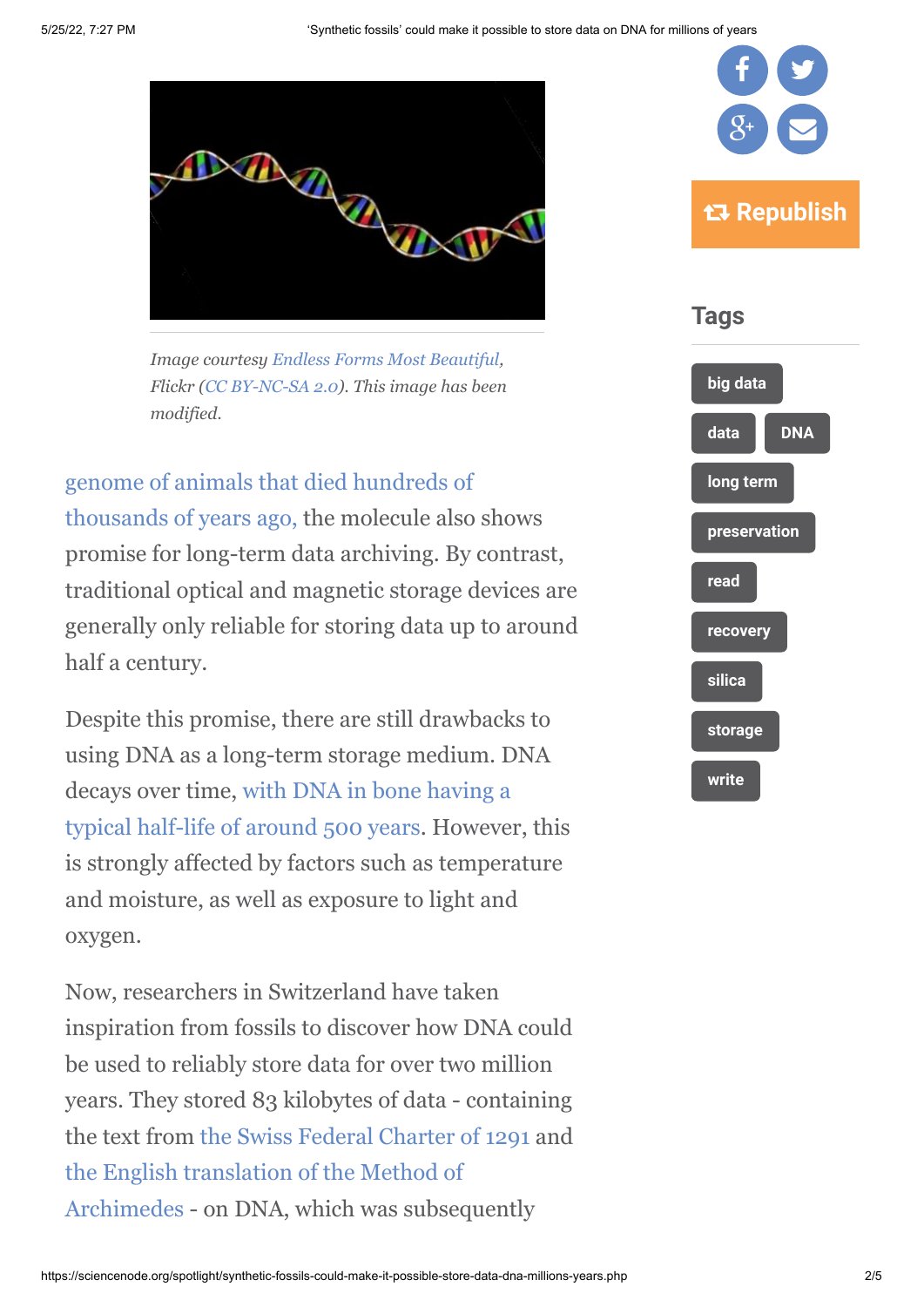Image courtesy Endless Forms Most Beautiful, Flickr (CC BY-NC-SA 2.0). This image has been modified.

genome of animals that died hundreds of thousands of years ago, the molecule also shows promise for long-term data archiving. By contrast, traditional optical and magnetic storage devices are generally only reliable for storing data up to around half a century.

Despite this promise, there are still drawbacks to using DNA as a long-term storage medium. DNA decays over time, with DNA in bone having a typical half-life of around 500 years. However, this is strongly affected by factors such as temperature and moisture, as well as exposure to light and oxygen.

Now, researchers in Switzerland have taken inspiration from fossils to discover how DNA could be used to reliably store data for over two million years. They stored 83 kilobytes of data - containing the text from the Swiss Federal Charter of 1291 and the English translation of the Method of Archimedes - on DNA, which was subsequently

## Tags

- big data
- data
- DNA
- long term
- preservation
- read
- recovery
- silica
- storage
- write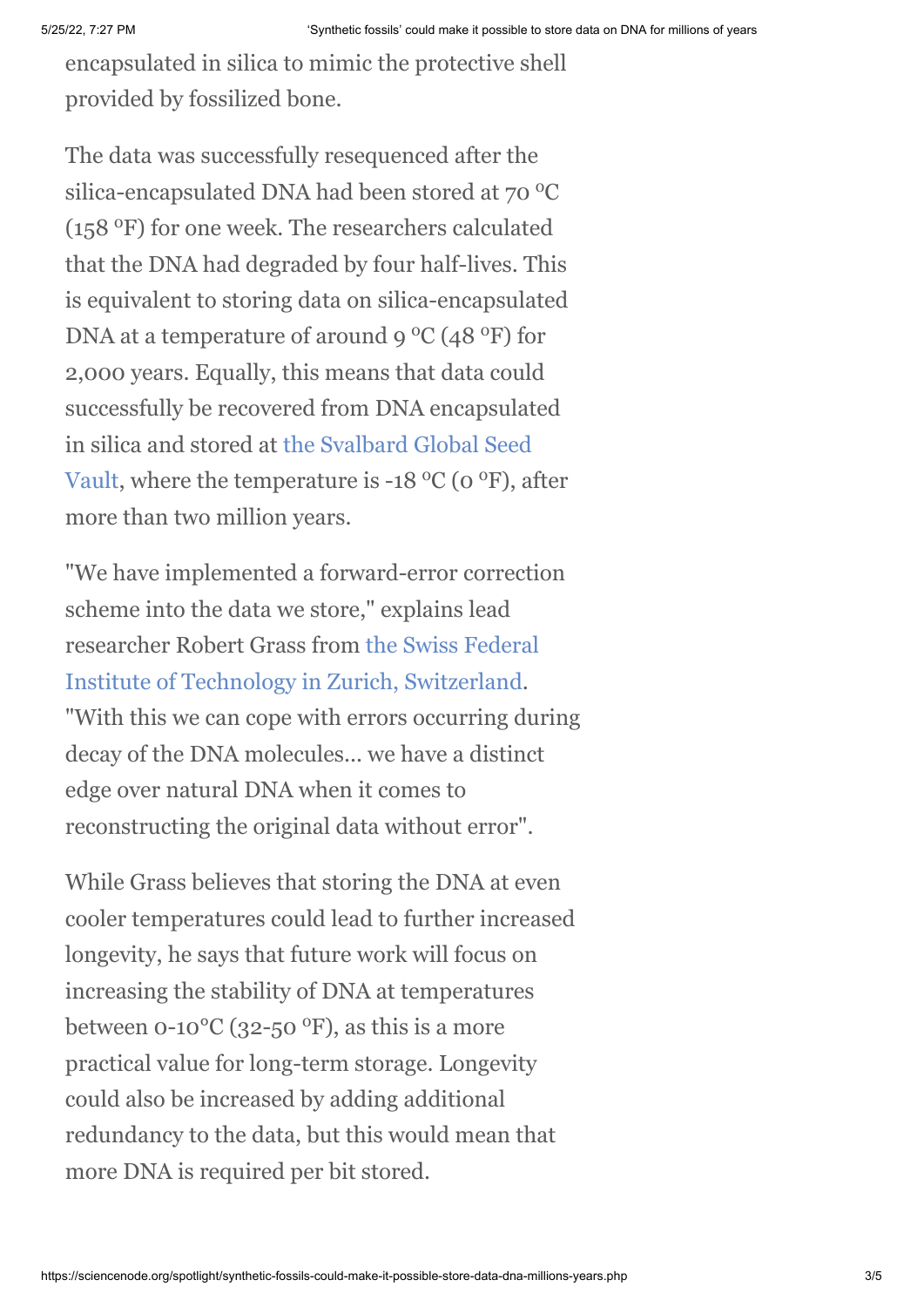encapsulated in silica to mimic the protective shell provided by fossilized bone.

The data was successfully resequenced after the silica-encapsulated DNA had been stored at 70 ºC (158 ºF) for one week. The researchers calculated that the DNA had degraded by four half-lives. This is equivalent to storing data on silica-encapsulated DNA at a temperature of around 9 ºC (48 ºF) for 2,000 years. Equally, this means that data could successfully be recovered from DNA encapsulated in silica and stored at the Svalbard Global Seed Vault, where the temperature is -18 ºC (0 ºF), after more than two million years.

"We have implemented a forward-error correction scheme into the data we store," explains lead researcher Robert Grass from the Swiss Federal Institute of Technology in Zurich, Switzerland. "With this we can cope with errors occurring during decay of the DNA molecules... we have a distinct edge over natural DNA when it comes to reconstructing the original data without error".

While Grass believes that storing the DNA at even cooler temperatures could lead to further increased longevity, he says that future work will focus on increasing the stability of DNA at temperatures between 0-10°C (32-50 ºF), as this is a more practical value for long-term storage. Longevity could also be increased by adding additional redundancy to the data, but this would mean that more DNA is required per bit stored.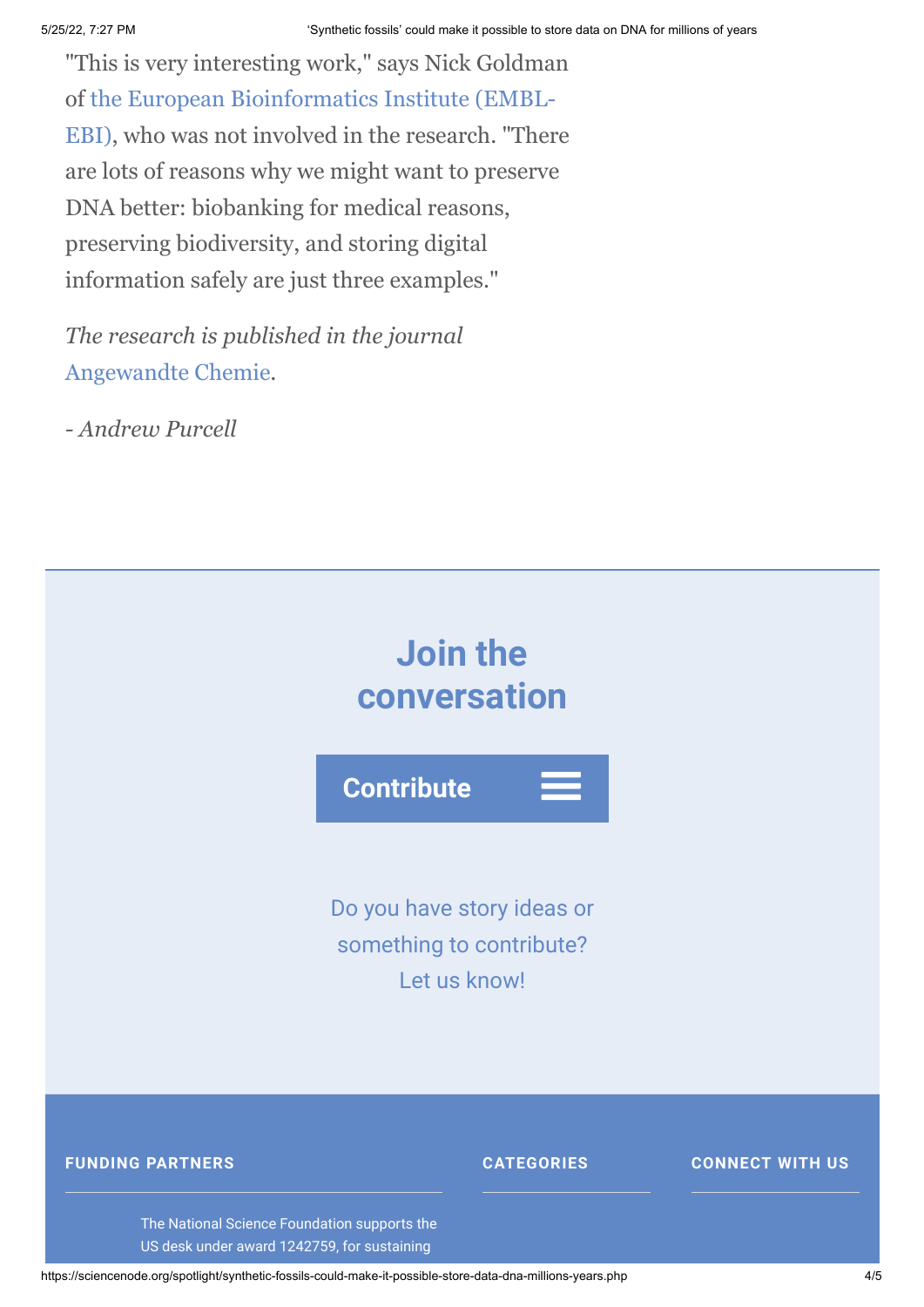"This is very interesting work," says Nick Goldman of the European Bioinformatics Institute (EMBL-EBI), who was not involved in the research. "There are lots of reasons why we might want to preserve DNA better: biobanking for medical reasons, preserving biodiversity, and storing digital information safely are just three examples."

*The research is published in the journal* Angewandte Chemie.

*- Andrew Purcell*

## Join the conversation

**Contribute**

Do you have story ideas or something to contribute? Let us know!

**FUNDING PARTNERS**

**CATEGORIES**

**CONNECT WITH US**

The National Science Foundation supports the US desk under award 1242759, for sustaining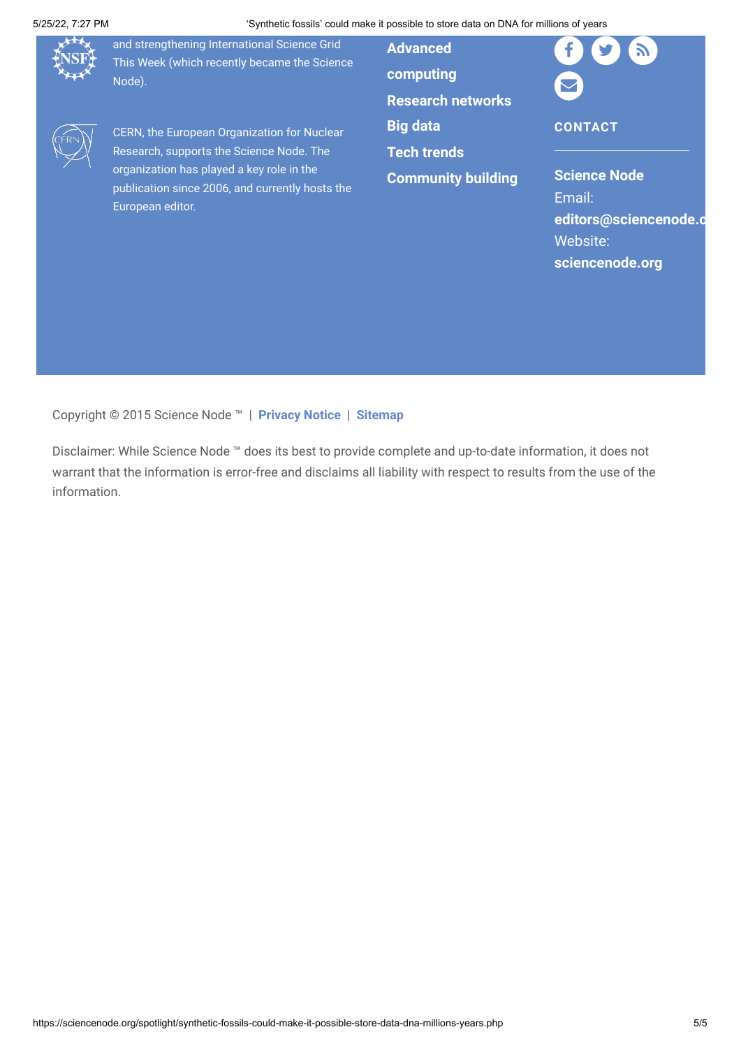and strengthening International Science Grid This Week (which recently became the Science Node).

CERN, the European Organization for Nuclear Research, supports the Science Node. The organization has played a key role in the publication since 2006, and currently hosts the European editor.

**Advanced computing**

**Research networks**

**Big data**

**Tech trends**

**Community building**

**CONTACT**

**Science Node**
Email:
**editors@sciencenode.o**
Website:
**sciencenode.org**

Copyright © 2015 Science Node ™ | **Privacy Notice** | **Sitemap**

Disclaimer: While Science Node ™ does its best to provide complete and up-to-date information, it does not warrant that the information is error-free and disclaims all liability with respect to results from the use of the information.